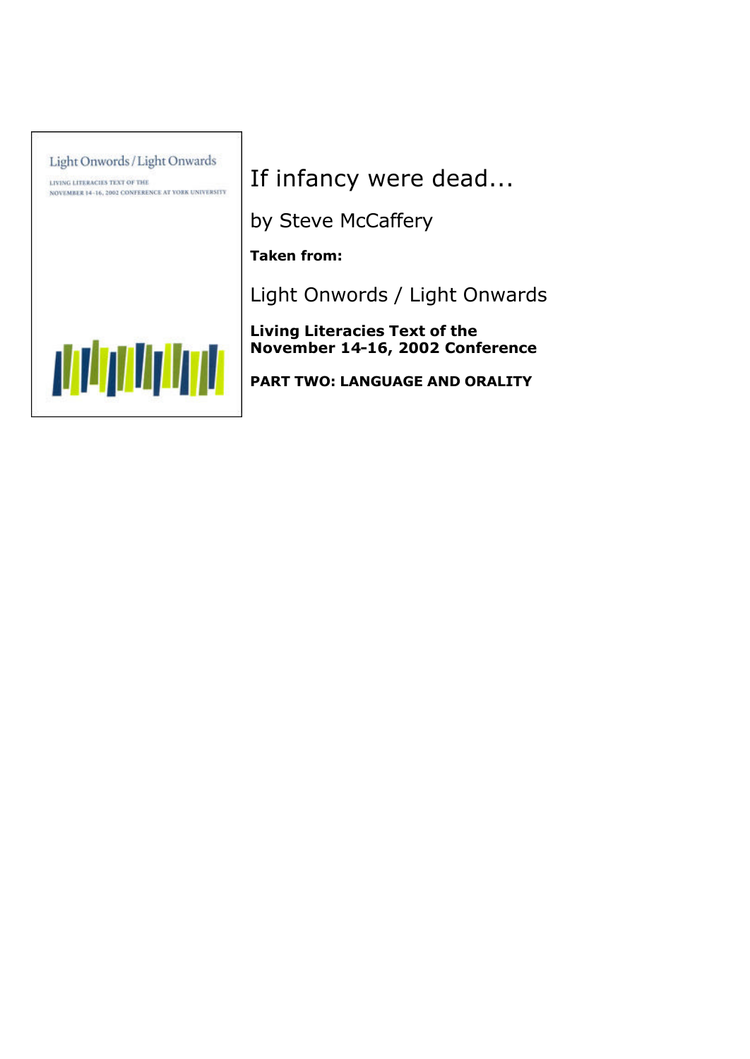# If infancy were dead...

by Steve McCaffery

**Taken from:**

Light Onwords / Light Onwards

**Living Literacies Text of the November 14-16, 2002 Conference**

**PART TWO: LANGUAGE AND ORALITY**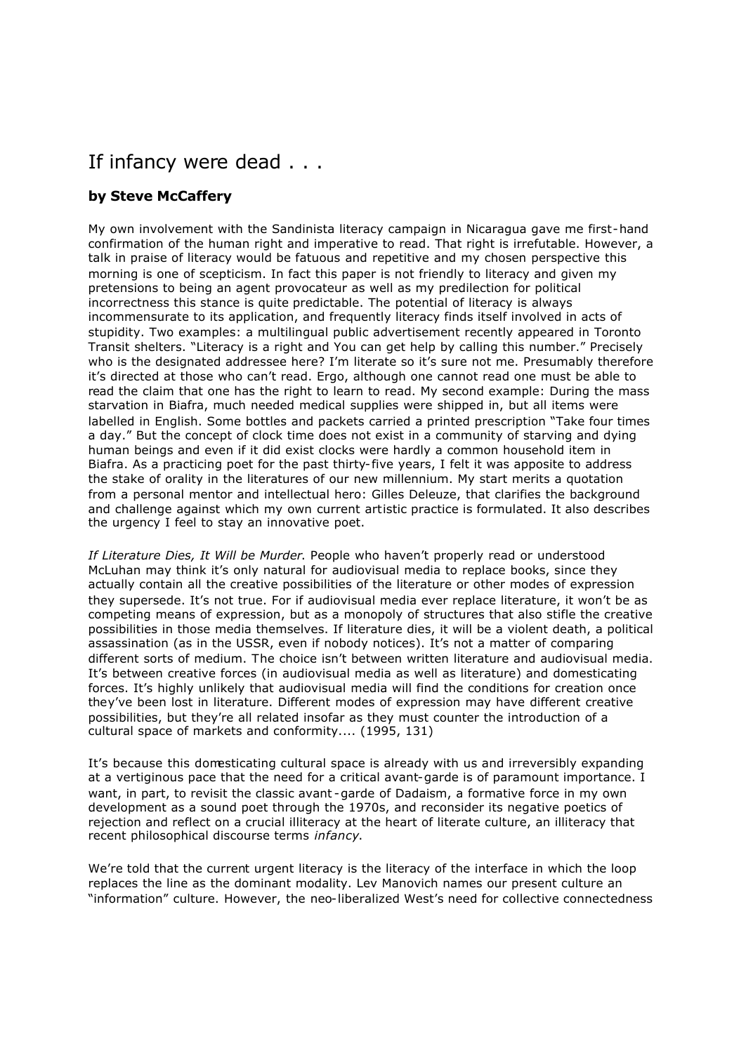# If infancy were dead . . .

### by Steve McCaffery

My own involvement with the Sandinista literacy campaign in Nicaragua gave me first-hand confirmation of the human right and imperative to read. That right is irrefutable. However, a talk in praise of literacy would be fatuous and repetitive and my chosen perspective this morning is one of scepticism. In fact this paper is not friendly to literacy and given my pretensions to being an agent provocateur as well as my predilection for political incorrectness this stance is quite predictable. The potential of literacy is always incommensurate to its application, and frequently literacy finds itself involved in acts of stupidity. Two examples: a multilingual public advertisement recently appeared in Toronto Transit shelters. "Literacy is a right and You can get help by calling this number." Precisely who is the designated addressee here? I'm literate so it's sure not me. Presumably therefore it's directed at those who can't read. Ergo, although one cannot read one must be able to read the claim that one has the right to learn to read. My second example: During the mass starvation in Biafra, much needed medical supplies were shipped in, but all items were labelled in English. Some bottles and packets carried a printed prescription "Take four times a day." But the concept of clock time does not exist in a community of starving and dying human beings and even if it did exist clocks were hardly a common household item in Biafra. As a practicing poet for the past thirty-five years, I felt it was apposite to address the stake of orality in the literatures of our new millennium. My start merits a quotation from a personal mentor and intellectual hero: Gilles Deleuze, that clarifies the background and challenge against which my own current artistic practice is formulated. It also describes the urgency I feel to stay an innovative poet.

*If Literature Dies, It Will be Murder.* People who haven't properly read or understood McLuhan may think it's only natural for audiovisual media to replace books, since they actually contain all the creative possibilities of the literature or other modes of expression they supersede. It's not true. For if audiovisual media ever replace literature, it won't be as competing means of expression, but as a monopoly of structures that also stifle the creative possibilities in those media themselves. If literature dies, it will be a violent death, a political assassination (as in the USSR, even if nobody notices). It's not a matter of comparing different sorts of medium. The choice isn't between written literature and audiovisual media. It's between creative forces (in audiovisual media as well as literature) and domesticating forces. It's highly unlikely that audiovisual media will find the conditions for creation once they've been lost in literature. Different modes of expression may have different creative possibilities, but they're all related insofar as they must counter the introduction of a cultural space of markets and conformity.... (1995, 131)

It's because this domesticating cultural space is already with us and irreversibly expanding at a vertiginous pace that the need for a critical avant-garde is of paramount importance. I want, in part, to revisit the classic avant-garde of Dadaism, a formative force in my own development as a sound poet through the 1970s, and reconsider its negative poetics of rejection and reflect on a crucial illiteracy at the heart of literate culture, an illiteracy that recent philosophical discourse terms *infancy*.

We're told that the current urgent literacy is the literacy of the interface in which the loop replaces the line as the dominant modality. Lev Manovich names our present culture an "information" culture. However, the neo-liberalized West's need for collective connectedness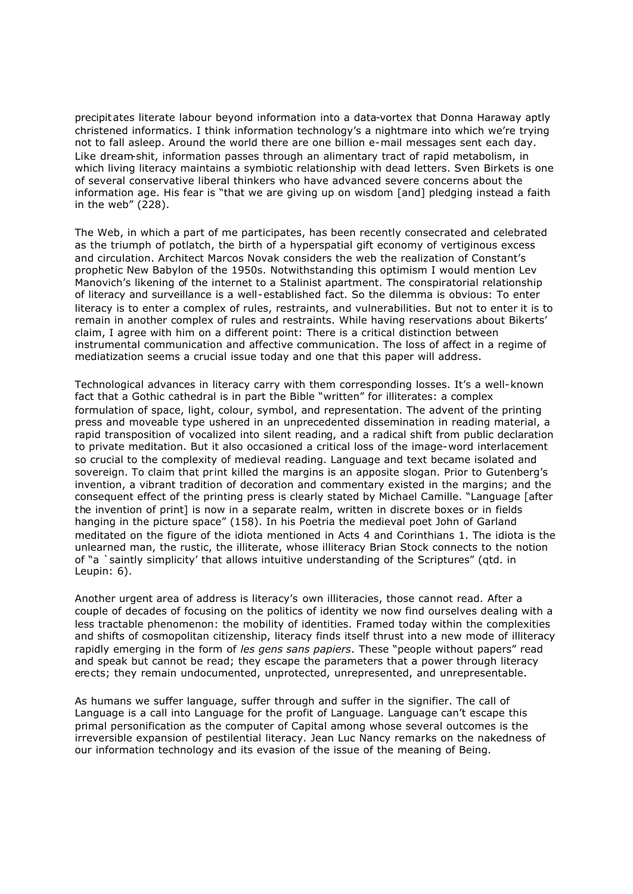precipitates literate labour beyond information into a data-vortex that Donna Haraway aptly christened informatics. I think information technology's a nightmare into which we're trying not to fall asleep. Around the world there are one billion e-mail messages sent each day. Like dream-shit, information passes through an alimentary tract of rapid metabolism, in which living literacy maintains a symbiotic relationship with dead letters. Sven Birkets is one of several conservative liberal thinkers who have advanced severe concerns about the information age. His fear is "that we are giving up on wisdom [and] pledging instead a faith in the web" (228).

The Web, in which a part of me participates, has been recently consecrated and celebrated as the triumph of potlatch, the birth of a hyperspatial gift economy of vertiginous excess and circulation. Architect Marcos Novak considers the web the realization of Constant's prophetic New Babylon of the 1950s. Notwithstanding this optimism I would mention Lev Manovich's likening of the internet to a Stalinist apartment. The conspiratorial relationship of literacy and surveillance is a well-established fact. So the dilemma is obvious: To enter literacy is to enter a complex of rules, restraints, and vulnerabilities. But not to enter it is to remain in another complex of rules and restraints. While having reservations about Bikerts' claim, I agree with him on a different point: There is a critical distinction between instrumental communication and affective communication. The loss of affect in a regime of mediatization seems a crucial issue today and one that this paper will address.

Technological advances in literacy carry with them corresponding losses. It's a well-known fact that a Gothic cathedral is in part the Bible "written" for illiterates: a complex formulation of space, light, colour, symbol, and representation. The advent of the printing press and moveable type ushered in an unprecedented dissemination in reading material, a rapid transposition of vocalized into silent reading, and a radical shift from public declaration to private meditation. But it also occasioned a critical loss of the image-word interlacement so crucial to the complexity of medieval reading. Language and text became isolated and sovereign. To claim that print killed the margins is an apposite slogan. Prior to Gutenberg's invention, a vibrant tradition of decoration and commentary existed in the margins; and the consequent effect of the printing press is clearly stated by Michael Camille. "Language [after the invention of print] is now in a separate realm, written in discrete boxes or in fields hanging in the picture space" (158). In his Poetria the medieval poet John of Garland meditated on the figure of the idiota mentioned in Acts 4 and Corinthians 1. The idiota is the unlearned man, the rustic, the illiterate, whose illiteracy Brian Stock connects to the notion of "a `saintly simplicity' that allows intuitive understanding of the Scriptures" (qtd. in Leupin: 6).

Another urgent area of address is literacy's own illiteracies, those cannot read. After a couple of decades of focusing on the politics of identity we now find ourselves dealing with a less tractable phenomenon: the mobility of identities. Framed today within the complexities and shifts of cosmopolitan citizenship, literacy finds itself thrust into a new mode of illiteracy rapidly emerging in the form of *les gens sans papiers*. These "people without papers" read and speak but cannot be read; they escape the parameters that a power through literacy erects; they remain undocumented, unprotected, unrepresented, and unrepresentable.

As humans we suffer language, suffer through and suffer in the signifier. The call of Language is a call into Language for the profit of Language. Language can't escape this primal personification as the computer of Capital among whose several outcomes is the irreversible expansion of pestilential literacy. Jean Luc Nancy remarks on the nakedness of our information technology and its evasion of the issue of the meaning of Being.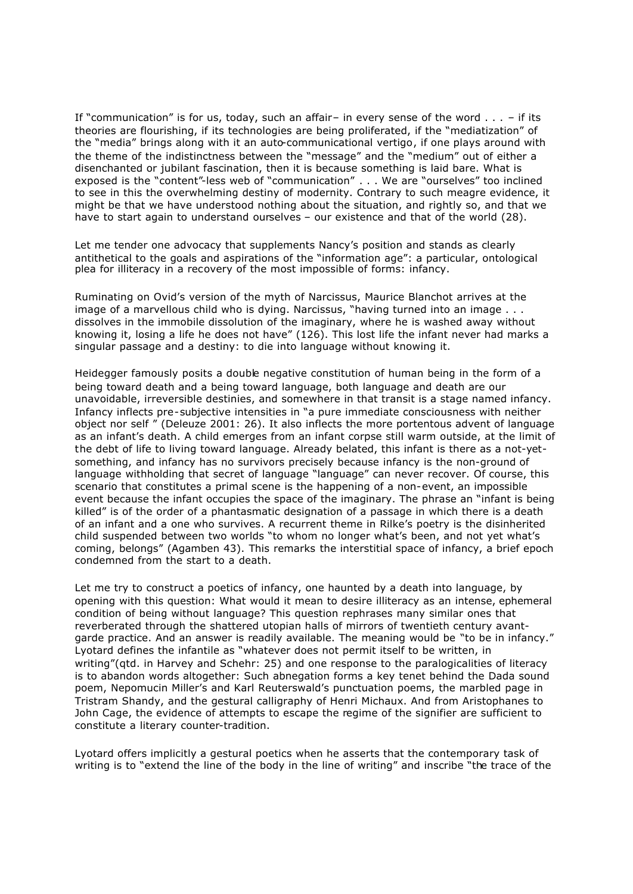If "communication" is for us, today, such an affair– in every sense of the word . . . – if its theories are flourishing, if its technologies are being proliferated, if the "mediatization" of the "media" brings along with it an auto-communicational vertigo, if one plays around with the theme of the indistinctness between the "message" and the "medium" out of either a disenchanted or jubilant fascination, then it is because something is laid bare. What is exposed is the "content"-less web of "communication" . . . We are "ourselves" too inclined to see in this the overwhelming destiny of modernity. Contrary to such meagre evidence, it might be that we have understood nothing about the situation, and rightly so, and that we have to start again to understand ourselves – our existence and that of the world (28).

Let me tender one advocacy that supplements Nancy's position and stands as clearly antithetical to the goals and aspirations of the "information age": a particular, ontological plea for illiteracy in a recovery of the most impossible of forms: infancy.

Ruminating on Ovid's version of the myth of Narcissus, Maurice Blanchot arrives at the image of a marvellous child who is dying. Narcissus, "having turned into an image . . . dissolves in the immobile dissolution of the imaginary, where he is washed away without knowing it, losing a life he does not have" (126). This lost life the infant never had marks a singular passage and a destiny: to die into language without knowing it.

Heidegger famously posits a double negative constitution of human being in the form of a being toward death and a being toward language, both language and death are our unavoidable, irreversible destinies, and somewhere in that transit is a stage named infancy. Infancy inflects pre-subjective intensities in "a pure immediate consciousness with neither object nor self " (Deleuze 2001: 26). It also inflects the more portentous advent of language as an infant's death. A child emerges from an infant corpse still warm outside, at the limit of the debt of life to living toward language. Already belated, this infant is there as a not-yet-something, and infancy has no survivors precisely because infancy is the non-ground of language withholding that secret of language "language" can never recover. Of course, this scenario that constitutes a primal scene is the happening of a non-event, an impossible event because the infant occupies the space of the imaginary. The phrase an "infant is being killed" is of the order of a phantasmatic designation of a passage in which there is a death of an infant and a one who survives. A recurrent theme in Rilke's poetry is the disinherited child suspended between two worlds "to whom no longer what's been, and not yet what's coming, belongs" (Agamben 43). This remarks the interstitial space of infancy, a brief epoch condemned from the start to a death.

Let me try to construct a poetics of infancy, one haunted by a death into language, by opening with this question: What would it mean to desire illiteracy as an intense, ephemeral condition of being without language? This question rephrases many similar ones that reverberated through the shattered utopian halls of mirrors of twentieth century avant-garde practice. And an answer is readily available. The meaning would be "to be in infancy." Lyotard defines the infantile as "whatever does not permit itself to be written, in writing"(qtd. in Harvey and Schehr: 25) and one response to the paralogicalities of literacy is to abandon words altogether: Such abnegation forms a key tenet behind the Dada sound poem, Nepomucin Miller's and Karl Reuterswald's punctuation poems, the marbled page in Tristram Shandy, and the gestural calligraphy of Henri Michaux. And from Aristophanes to John Cage, the evidence of attempts to escape the regime of the signifier are sufficient to constitute a literary counter-tradition.

Lyotard offers implicitly a gestural poetics when he asserts that the contemporary task of writing is to "extend the line of the body in the line of writing" and inscribe "the trace of the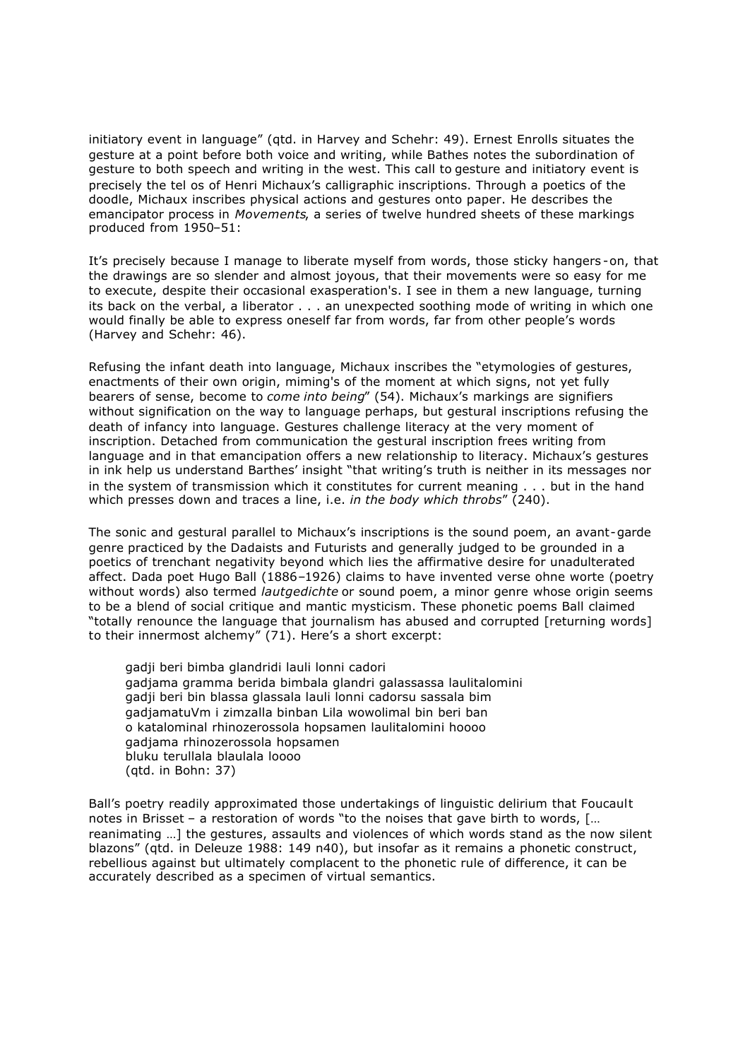initiatory event in language" (qtd. in Harvey and Schehr: 49). Ernest Enrolls situates the gesture at a point before both voice and writing, while Bathes notes the subordination of gesture to both speech and writing in the west. This call to gesture and initiatory event is precisely the tel os of Henri Michaux's calligraphic inscriptions. Through a poetics of the doodle, Michaux inscribes physical actions and gestures onto paper. He describes the emancipator process in *Movements*, a series of twelve hundred sheets of these markings produced from 1950–51:

It's precisely because I manage to liberate myself from words, those sticky hangers-on, that the drawings are so slender and almost joyous, that their movements were so easy for me to execute, despite their occasional exasperation's. I see in them a new language, turning its back on the verbal, a liberator . . . an unexpected soothing mode of writing in which one would finally be able to express oneself far from words, far from other people's words (Harvey and Schehr: 46).

Refusing the infant death into language, Michaux inscribes the "etymologies of gestures, enactments of their own origin, miming's of the moment at which signs, not yet fully bearers of sense, become to *come into being*" (54). Michaux's markings are signifiers without signification on the way to language perhaps, but gestural inscriptions refusing the death of infancy into language. Gestures challenge literacy at the very moment of inscription. Detached from communication the gestural inscription frees writing from language and in that emancipation offers a new relationship to literacy. Michaux's gestures in ink help us understand Barthes' insight "that writing's truth is neither in its messages nor in the system of transmission which it constitutes for current meaning . . . but in the hand which presses down and traces a line, i.e. *in the body which throbs*" (240).

The sonic and gestural parallel to Michaux's inscriptions is the sound poem, an avant-garde genre practiced by the Dadaists and Futurists and generally judged to be grounded in a poetics of trenchant negativity beyond which lies the affirmative desire for unadulterated affect. Dada poet Hugo Ball (1886–1926) claims to have invented verse ohne worte (poetry without words) also termed *lautgedichte* or sound poem, a minor genre whose origin seems to be a blend of social critique and mantic mysticism. These phonetic poems Ball claimed "totally renounce the language that journalism has abused and corrupted [returning words] to their innermost alchemy" (71). Here's a short excerpt:

> gadji beri bimba glandridi lauli lonni cadori
> gadjama gramma berida bimbala glandri galassassa laulitalomini
> gadji beri bin blassa glassala lauli lonni cadorsu sassala bim
> gadjamatuVm i zimzalla binban Lila wowolimal bin beri ban
> o katalominal rhinozerossola hopsamen laulitalomini hoooo
> gadjama rhinozerossola hopsamen
> bluku terullala blaulala loooo
> (qtd. in Bohn: 37)

Ball's poetry readily approximated those undertakings of linguistic delirium that Foucault notes in Brisset – a restoration of words "to the noises that gave birth to words, [… reanimating …] the gestures, assaults and violences of which words stand as the now silent blazons" (qtd. in Deleuze 1988: 149 n40), but insofar as it remains a phonetic construct, rebellious against but ultimately complacent to the phonetic rule of difference, it can be accurately described as a specimen of virtual semantics.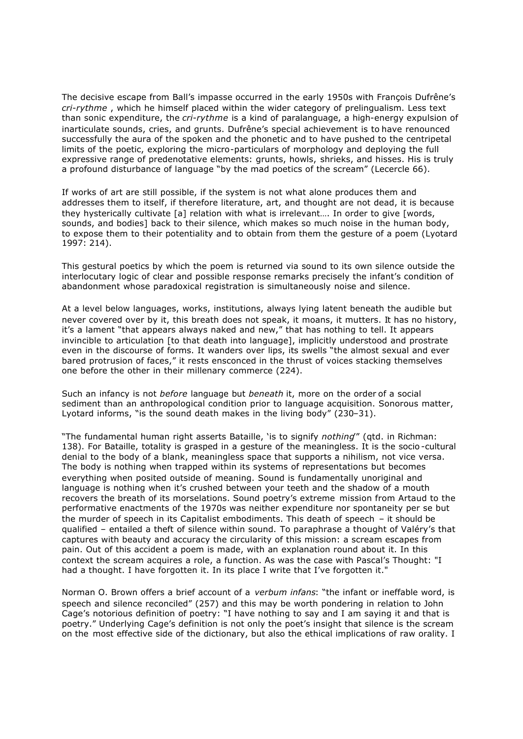The decisive escape from Ball's impasse occurred in the early 1950s with François Dufrêne's *cri-rythme* , which he himself placed within the wider category of prelingualism. Less text than sonic expenditure, the *cri-rythme* is a kind of paralanguage, a high-energy expulsion of inarticulate sounds, cries, and grunts. Dufrêne's special achievement is to have renounced successfully the aura of the spoken and the phonetic and to have pushed to the centripetal limits of the poetic, exploring the micro-particulars of morphology and deploying the full expressive range of predenotative elements: grunts, howls, shrieks, and hisses. His is truly a profound disturbance of language "by the mad poetics of the scream" (Lecercle 66).

If works of art are still possible, if the system is not what alone produces them and addresses them to itself, if therefore literature, art, and thought are not dead, it is because they hysterically cultivate [a] relation with what is irrelevant…. In order to give [words, sounds, and bodies] back to their silence, which makes so much noise in the human body, to expose them to their potentiality and to obtain from them the gesture of a poem (Lyotard 1997: 214).

This gestural poetics by which the poem is returned via sound to its own silence outside the interlocutary logic of clear and possible response remarks precisely the infant's condition of abandonment whose paradoxical registration is simultaneously noise and silence.

At a level below languages, works, institutions, always lying latent beneath the audible but never covered over by it, this breath does not speak, it moans, it mutters. It has no history, it's a lament "that appears always naked and new," that has nothing to tell. It appears invincible to articulation [to that death into language], implicitly understood and prostrate even in the discourse of forms. It wanders over lips, its swells "the almost sexual and ever bared protrusion of faces," it rests ensconced in the thrust of voices stacking themselves one before the other in their millenary commerce (224).

Such an infancy is not *before* language but *beneath* it, more on the order of a social sediment than an anthropological condition prior to language acquisition. Sonorous matter, Lyotard informs, "is the sound death makes in the living body" (230–31).

"The fundamental human right asserts Bataille, 'is to signify *nothing*'" (qtd. in Richman: 138). For Bataille, totality is grasped in a gesture of the meaningless. It is the socio-cultural denial to the body of a blank, meaningless space that supports a nihilism, not vice versa. The body is nothing when trapped within its systems of representations but becomes everything when posited outside of meaning. Sound is fundamentally unoriginal and language is nothing when it's crushed between your teeth and the shadow of a mouth recovers the breath of its morselations. Sound poetry's extreme mission from Artaud to the performative enactments of the 1970s was neither expenditure nor spontaneity per se but the murder of speech in its Capitalist embodiments. This death of speech – it should be qualified – entailed a theft of silence within sound. To paraphrase a thought of Valéry's that captures with beauty and accuracy the circularity of this mission: a scream escapes from pain. Out of this accident a poem is made, with an explanation round about it. In this context the scream acquires a role, a function. As was the case with Pascal's Thought: "I had a thought. I have forgotten it. In its place I write that I've forgotten it."

Norman O. Brown offers a brief account of a *verbum infans*: "the infant or ineffable word, is speech and silence reconciled" (257) and this may be worth pondering in relation to John Cage's notorious definition of poetry: "I have nothing to say and I am saying it and that is poetry." Underlying Cage's definition is not only the poet's insight that silence is the scream on the most effective side of the dictionary, but also the ethical implications of raw orality. I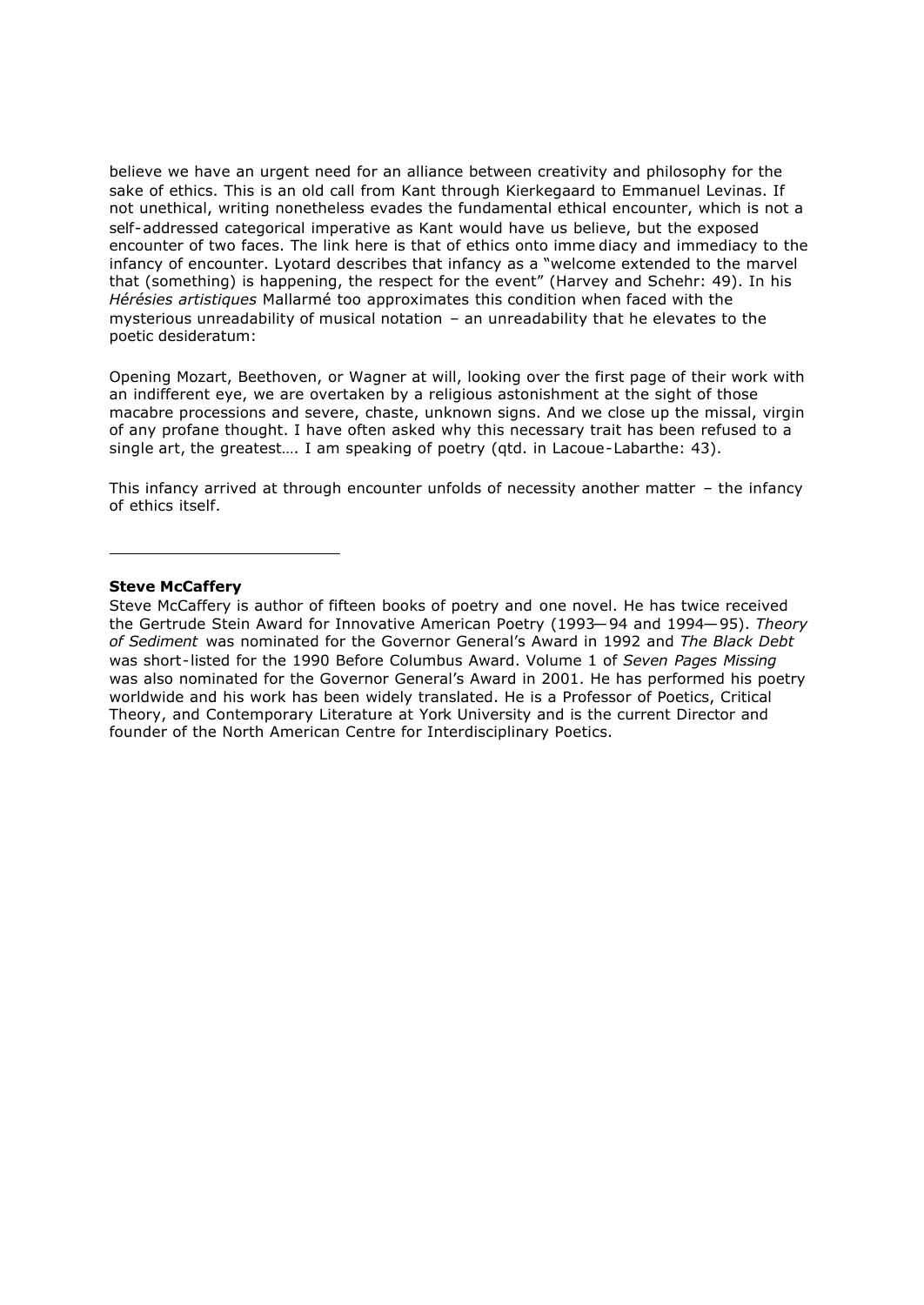believe we have an urgent need for an alliance between creativity and philosophy for the sake of ethics. This is an old call from Kant through Kierkegaard to Emmanuel Levinas. If not unethical, writing nonetheless evades the fundamental ethical encounter, which is not a self-addressed categorical imperative as Kant would have us believe, but the exposed encounter of two faces. The link here is that of ethics onto immediacy and immediacy to the infancy of encounter. Lyotard describes that infancy as a "welcome extended to the marvel that (something) is happening, the respect for the event" (Harvey and Schehr: 49). In his *Hérésies artistiques* Mallarmé too approximates this condition when faced with the mysterious unreadability of musical notation – an unreadability that he elevates to the poetic desideratum:

Opening Mozart, Beethoven, or Wagner at will, looking over the first page of their work with an indifferent eye, we are overtaken by a religious astonishment at the sight of those macabre processions and severe, chaste, unknown signs. And we close up the missal, virgin of any profane thought. I have often asked why this necessary trait has been refused to a single art, the greatest…. I am speaking of poetry (qtd. in Lacoue-Labarthe: 43).

This infancy arrived at through encounter unfolds of necessity another matter – the infancy of ethics itself.

---

**Steve McCaffery**

Steve McCaffery is author of fifteen books of poetry and one novel. He has twice received the Gertrude Stein Award for Innovative American Poetry (1993—94 and 1994—95). *Theory of Sediment* was nominated for the Governor General's Award in 1992 and *The Black Debt* was short-listed for the 1990 Before Columbus Award. Volume 1 of *Seven Pages Missing* was also nominated for the Governor General's Award in 2001. He has performed his poetry worldwide and his work has been widely translated. He is a Professor of Poetics, Critical Theory, and Contemporary Literature at York University and is the current Director and founder of the North American Centre for Interdisciplinary Poetics.